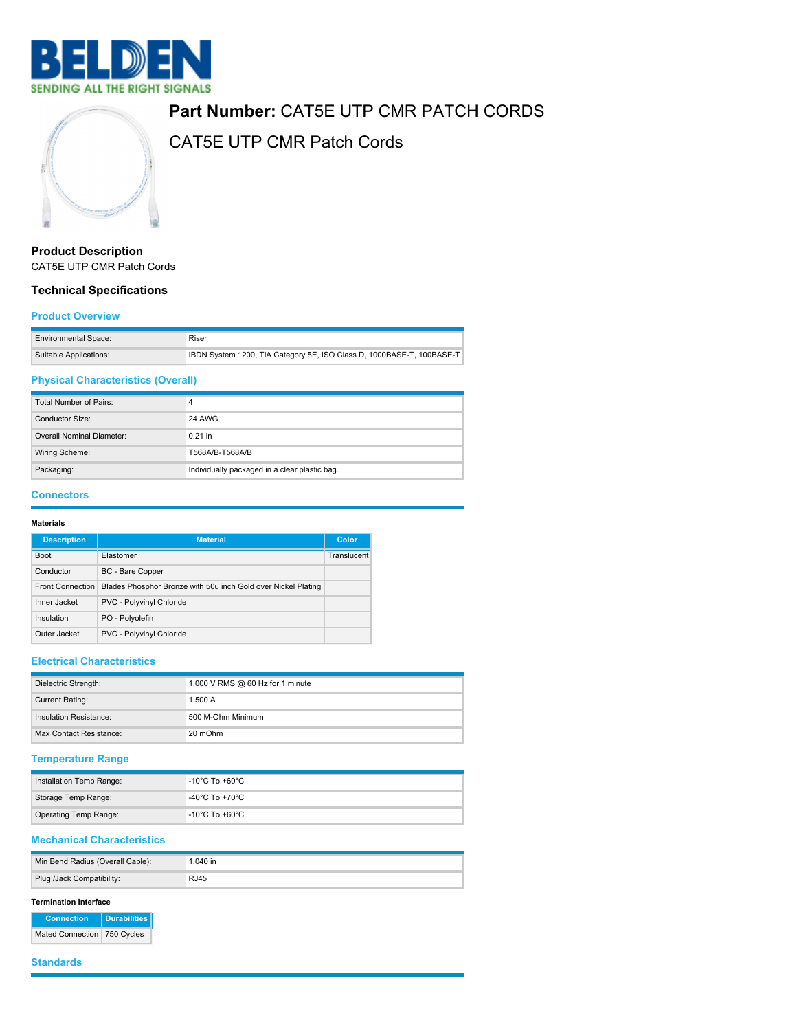# Part Number: CAT5E UTP CMR PATCH CORDS

CAT5E UTP CMR Patch Cords

## Product Description

CAT5E UTP CMR Patch Cords

## Technical Specifications

### Product Overview

| | |
|---|---|
| Environmental Space: | Riser |
| Suitable Applications: | IBDN System 1200, TIA Category 5E, ISO Class D, 1000BASE-T, 100BASE-T |

### Physical Characteristics (Overall)

| | |
|---|---|
| Total Number of Pairs: | 4 |
| Conductor Size: | 24 AWG |
| Overall Nominal Diameter: | 0.21 in |
| Wiring Scheme: | T568A/B-T568A/B |
| Packaging: | Individually packaged in a clear plastic bag. |

### Connectors

**Materials**

| Description | Material | Color |
|---|---|---|
| Boot | Elastomer | Translucent |
| Conductor | BC - Bare Copper | |
| Front Connection | Blades Phosphor Bronze with 50u inch Gold over Nickel Plating | |
| Inner Jacket | PVC - Polyvinyl Chloride | |
| Insulation | PO - Polyolefin | |
| Outer Jacket | PVC - Polyvinyl Chloride | |

### Electrical Characteristics

| | |
|---|---|
| Dielectric Strength: | 1,000 V RMS @ 60 Hz for 1 minute |
| Current Rating: | 1.500 A |
| Insulation Resistance: | 500 M-Ohm Minimum |
| Max Contact Resistance: | 20 mOhm |

### Temperature Range

| | |
|---|---|
| Installation Temp Range: | -10°C To +60°C |
| Storage Temp Range: | -40°C To +70°C |
| Operating Temp Range: | -10°C To +60°C |

### Mechanical Characteristics

| | |
|---|---|
| Min Bend Radius (Overall Cable): | 1.040 in |
| Plug /Jack Compatibility: | RJ45 |

**Termination Interface**

| Connection | Durabilities |
|---|---|
| Mated Connection | 750 Cycles |

### Standards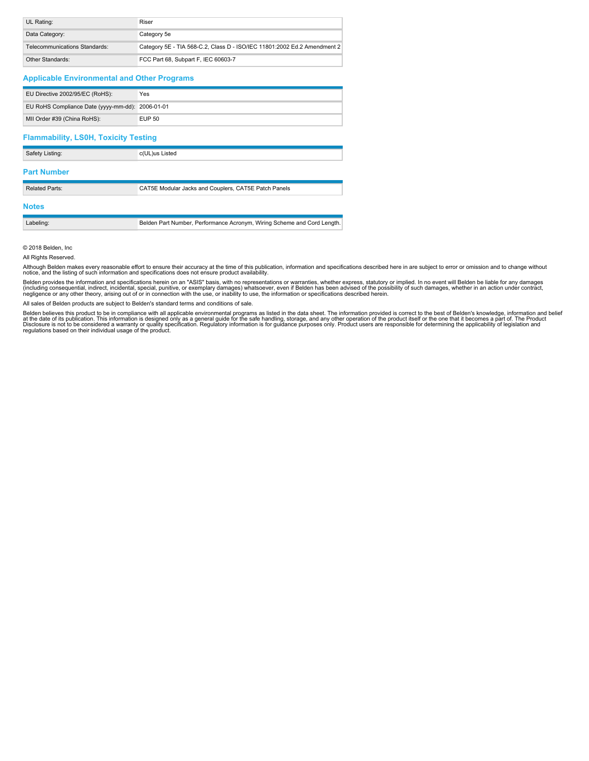| | |
|---|---|
| UL Rating: | Riser |
| Data Category: | Category 5e |
| Telecommunications Standards: | Category 5E - TIA 568-C.2, Class D - ISO/IEC 11801:2002 Ed.2 Amendment 2 |
| Other Standards: | FCC Part 68, Subpart F, IEC 60603-7 |

## Applicable Environmental and Other Programs

| | |
|---|---|
| EU Directive 2002/95/EC (RoHS): | Yes |
| EU RoHS Compliance Date (yyyy-mm-dd): | 2006-01-01 |
| MII Order #39 (China RoHS): | EUP 50 |

## Flammability, LS0H, Toxicity Testing

| | |
|---|---|
| Safety Listing: | c(UL)us Listed |

## Part Number

| | |
|---|---|
| Related Parts: | CAT5E Modular Jacks and Couplers, CAT5E Patch Panels |

## Notes

| | |
|---|---|
| Labeling: | Belden Part Number, Performance Acronym, Wiring Scheme and Cord Length. |

© 2018 Belden, Inc

All Rights Reserved.

Although Belden makes every reasonable effort to ensure their accuracy at the time of this publication, information and specifications described here in are subject to error or omission and to change without notice, and the listing of such information and specifications does not ensure product availability.

Belden provides the information and specifications herein on an "ASIS" basis, with no representations or warranties, whether express, statutory or implied. In no event will Belden be liable for any damages (including consequential, indirect, incidental, special, punitive, or exemplary damages) whatsoever, even if Belden has been advised of the possibility of such damages, whether in an action under contract, negligence or any other theory, arising out of or in connection with the use, or inability to use, the information or specifications described herein.

All sales of Belden products are subject to Belden's standard terms and conditions of sale.

Belden believes this product to be in compliance with all applicable environmental programs as listed in the data sheet. The information provided is correct to the best of Belden's knowledge, information and belief at the date of its publication. This information is designed only as a general guide for the safe handling, storage, and any other operation of the product itself or the one that it becomes a part of. The Product Disclosure is not to be considered a warranty or quality specification. Regulatory information is for guidance purposes only. Product users are responsible for determining the applicability of legislation and regulations based on their individual usage of the product.